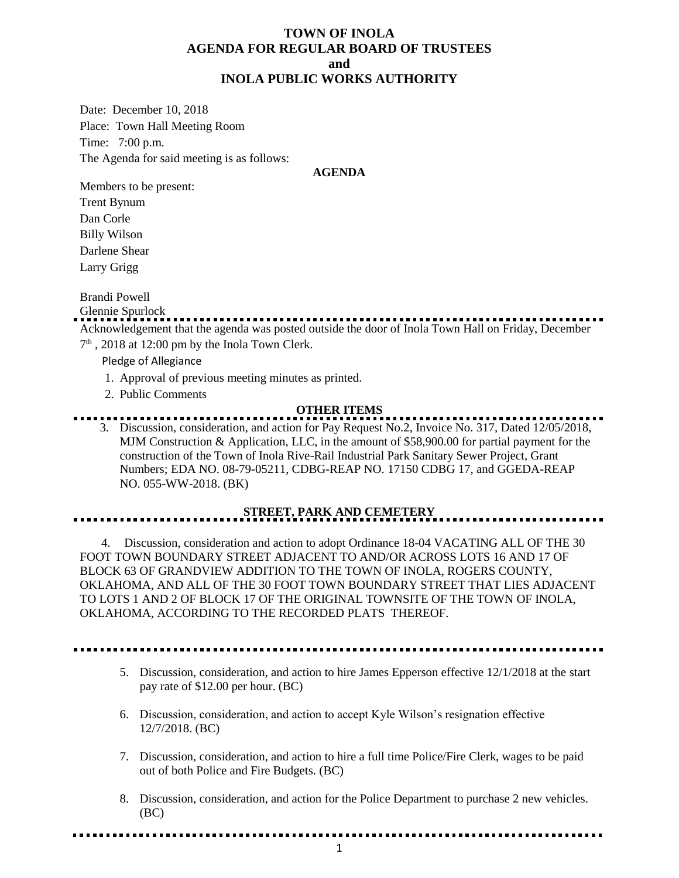# TOWN OF INOLA
# AGENDA FOR REGULAR BOARD OF TRUSTEES
# and
# INOLA PUBLIC WORKS AUTHORITY

Date: December 10, 2018

Place: Town Hall Meeting Room

Time: 7:00 p.m.

The Agenda for said meeting is as follows:

**AGENDA**

Members to be present:

Trent Bynum

Dan Corle

Billy Wilson

Darlene Shear

Larry Grigg

Brandi Powell

Glennie Spurlock

Acknowledgement that the agenda was posted outside the door of Inola Town Hall on Friday, December 7th, 2018 at 12:00 pm by the Inola Town Clerk.

Pledge of Allegiance

1. Approval of previous meeting minutes as printed.
2. Public Comments

**OTHER ITEMS**

3. Discussion, consideration, and action for Pay Request No.2, Invoice No. 317, Dated 12/05/2018, MJM Construction & Application, LLC, in the amount of $58,900.00 for partial payment for the construction of the Town of Inola Rive-Rail Industrial Park Sanitary Sewer Project, Grant Numbers; EDA NO. 08-79-05211, CDBG-REAP NO. 17150 CDBG 17, and GGEDA-REAP NO. 055-WW-2018. (BK)

**STREET, PARK AND CEMETERY**

4. Discussion, consideration and action to adopt Ordinance 18-04 VACATING ALL OF THE 30 FOOT TOWN BOUNDARY STREET ADJACENT TO AND/OR ACROSS LOTS 16 AND 17 OF BLOCK 63 OF GRANDVIEW ADDITION TO THE TOWN OF INOLA, ROGERS COUNTY, OKLAHOMA, AND ALL OF THE 30 FOOT TOWN BOUNDARY STREET THAT LIES ADJACENT TO LOTS 1 AND 2 OF BLOCK 17 OF THE ORIGINAL TOWNSITE OF THE TOWN OF INOLA, OKLAHOMA, ACCORDING TO THE RECORDED PLATS THEREOF.

5. Discussion, consideration, and action to hire James Epperson effective 12/1/2018 at the start pay rate of $12.00 per hour. (BC)

6. Discussion, consideration, and action to accept Kyle Wilson's resignation effective 12/7/2018. (BC)

7. Discussion, consideration, and action to hire a full time Police/Fire Clerk, wages to be paid out of both Police and Fire Budgets. (BC)

8. Discussion, consideration, and action for the Police Department to purchase 2 new vehicles. (BC)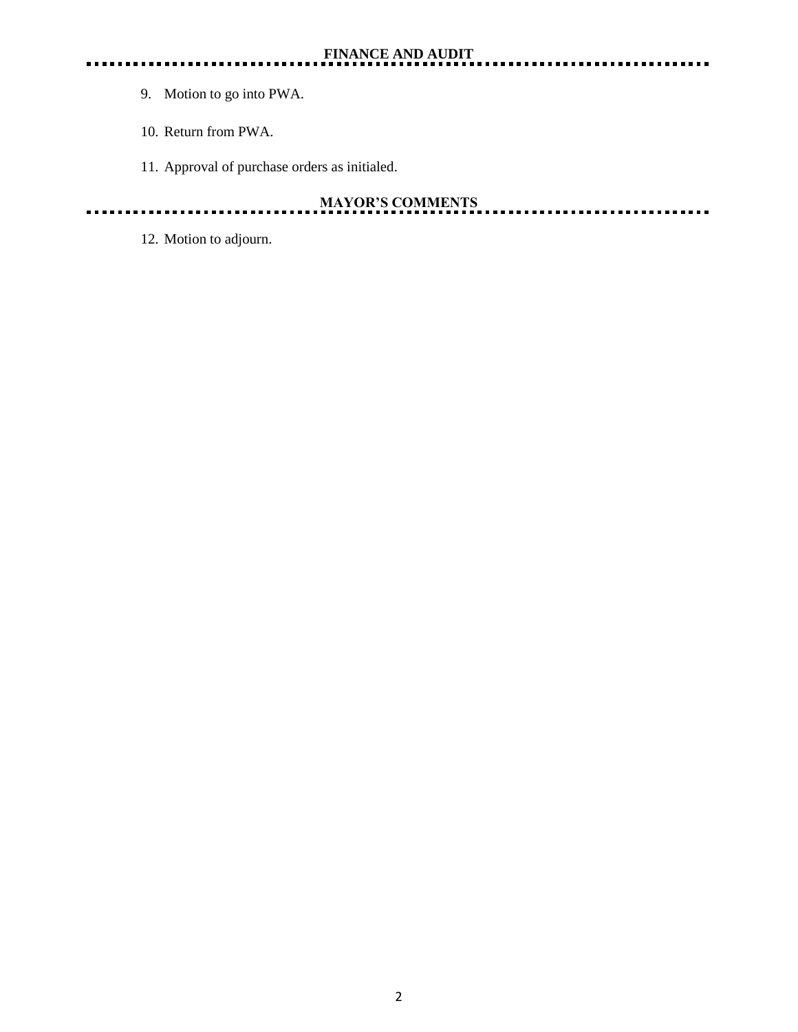## FINANCE AND AUDIT

9. Motion to go into PWA.

10. Return from PWA.

11. Approval of purchase orders as initialed.

## MAYOR'S COMMENTS

12. Motion to adjourn.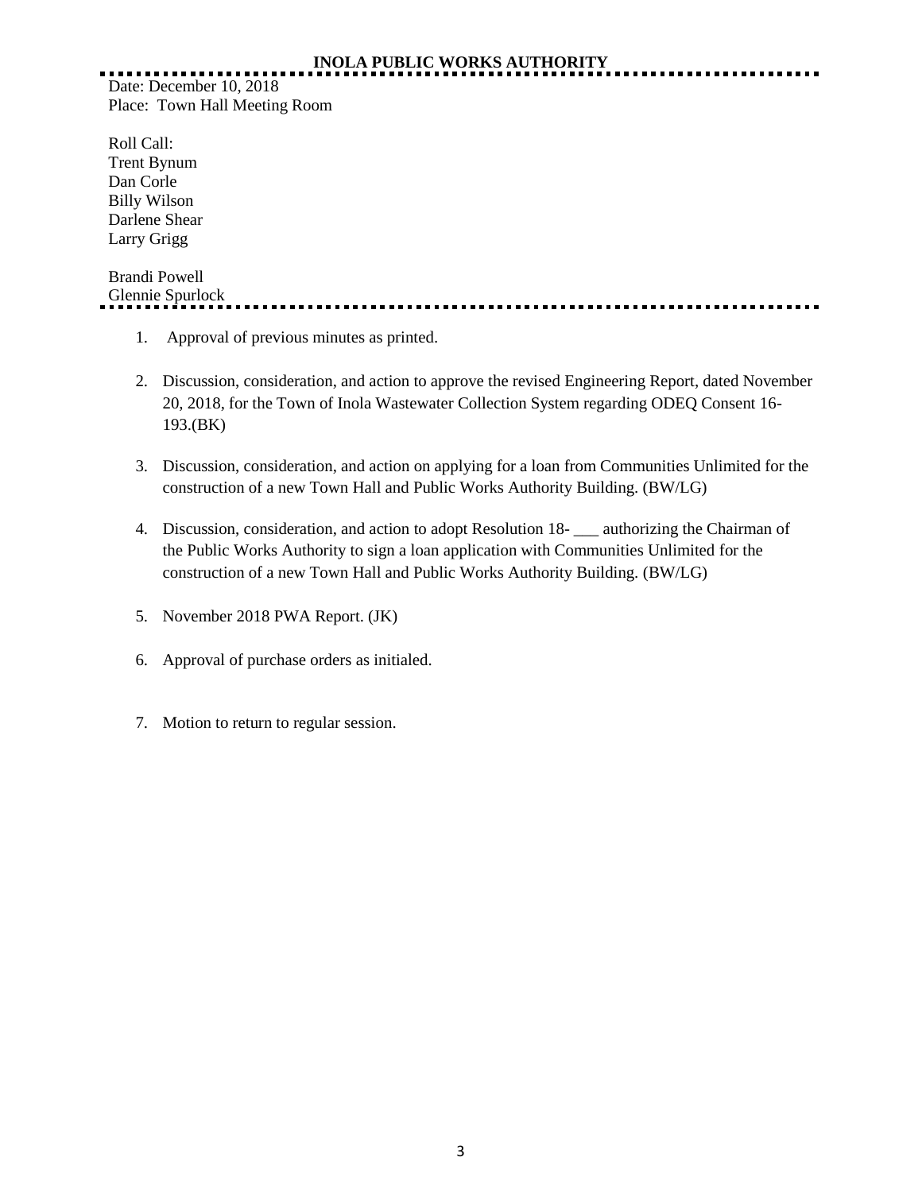# INOLA PUBLIC WORKS AUTHORITY

Date: December 10, 2018
Place: Town Hall Meeting Room

Roll Call:
Trent Bynum
Dan Corle
Billy Wilson
Darlene Shear
Larry Grigg

Brandi Powell
Glennie Spurlock

1. Approval of previous minutes as printed.
2. Discussion, consideration, and action to approve the revised Engineering Report, dated November 20, 2018, for the Town of Inola Wastewater Collection System regarding ODEQ Consent 16-193.(BK)
3. Discussion, consideration, and action on applying for a loan from Communities Unlimited for the construction of a new Town Hall and Public Works Authority Building. (BW/LG)
4. Discussion, consideration, and action to adopt Resolution 18- ___ authorizing the Chairman of the Public Works Authority to sign a loan application with Communities Unlimited for the construction of a new Town Hall and Public Works Authority Building. (BW/LG)
5. November 2018 PWA Report. (JK)
6. Approval of purchase orders as initialed.
7. Motion to return to regular session.